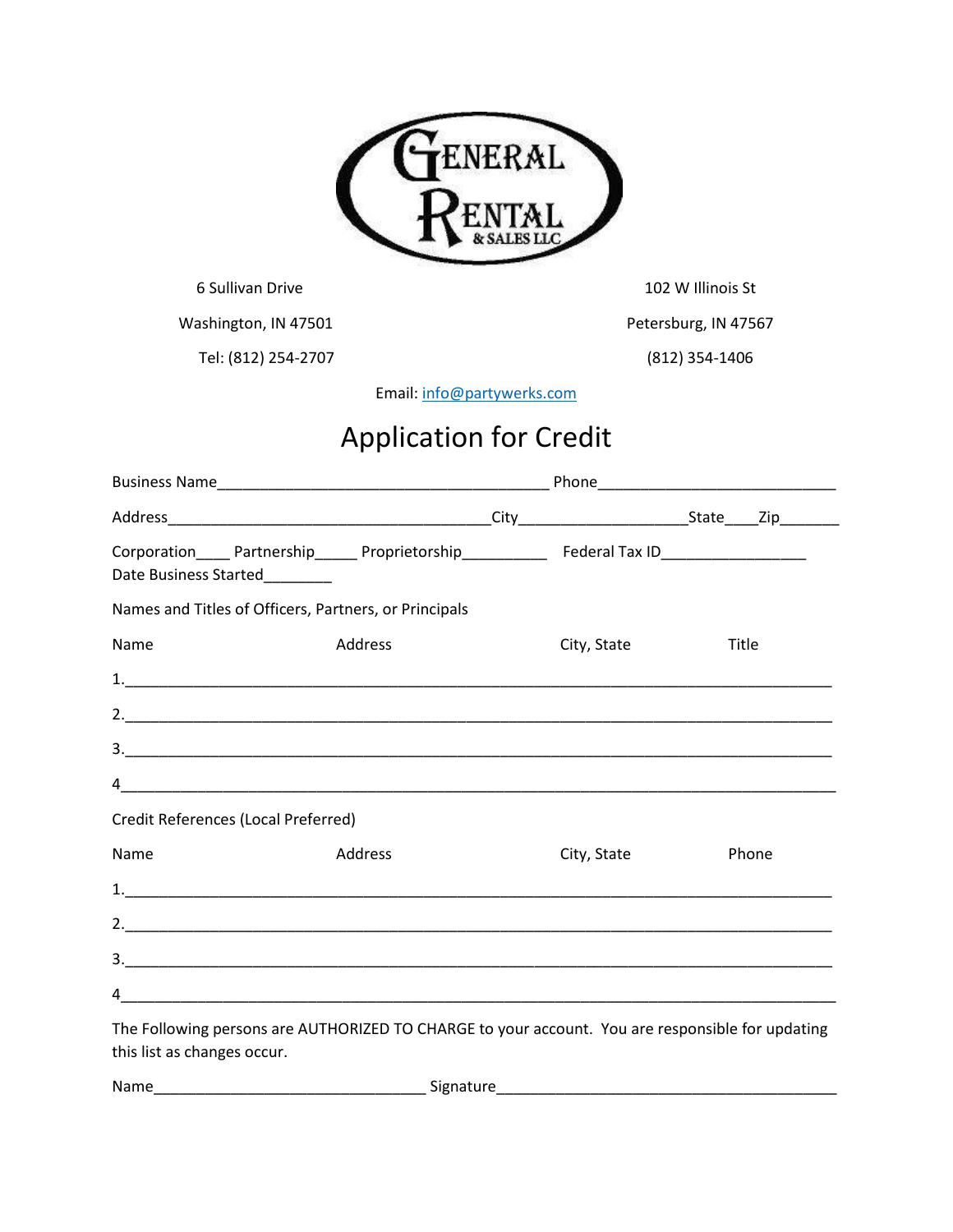GENERAL RENTAL & SALES LLC

6 Sullivan Drive
Washington, IN 47501
Tel: (812) 254-2707

102 W Illinois St
Petersburg, IN 47567
(812) 354-1406

Email: info@partywerks.com

# Application for Credit

Business Name________________________________________ Phone____________________________

Address______________________________________City____________________State____Zip_______

Corporation____ Partnership_____ Proprietorship__________ Federal Tax ID_________________
Date Business Started________

Names and Titles of Officers, Partners, or Principals

Name Address City, State Title

1.______________________________________________________________________________

2.______________________________________________________________________________

3.______________________________________________________________________________

4_______________________________________________________________________________

Credit References (Local Preferred)

Name Address City, State Phone

1.______________________________________________________________________________

2.______________________________________________________________________________

3.______________________________________________________________________________

4_______________________________________________________________________________

The Following persons are AUTHORIZED TO CHARGE to your account. You are responsible for updating this list as changes occur.

Name________________________________ Signature________________________________________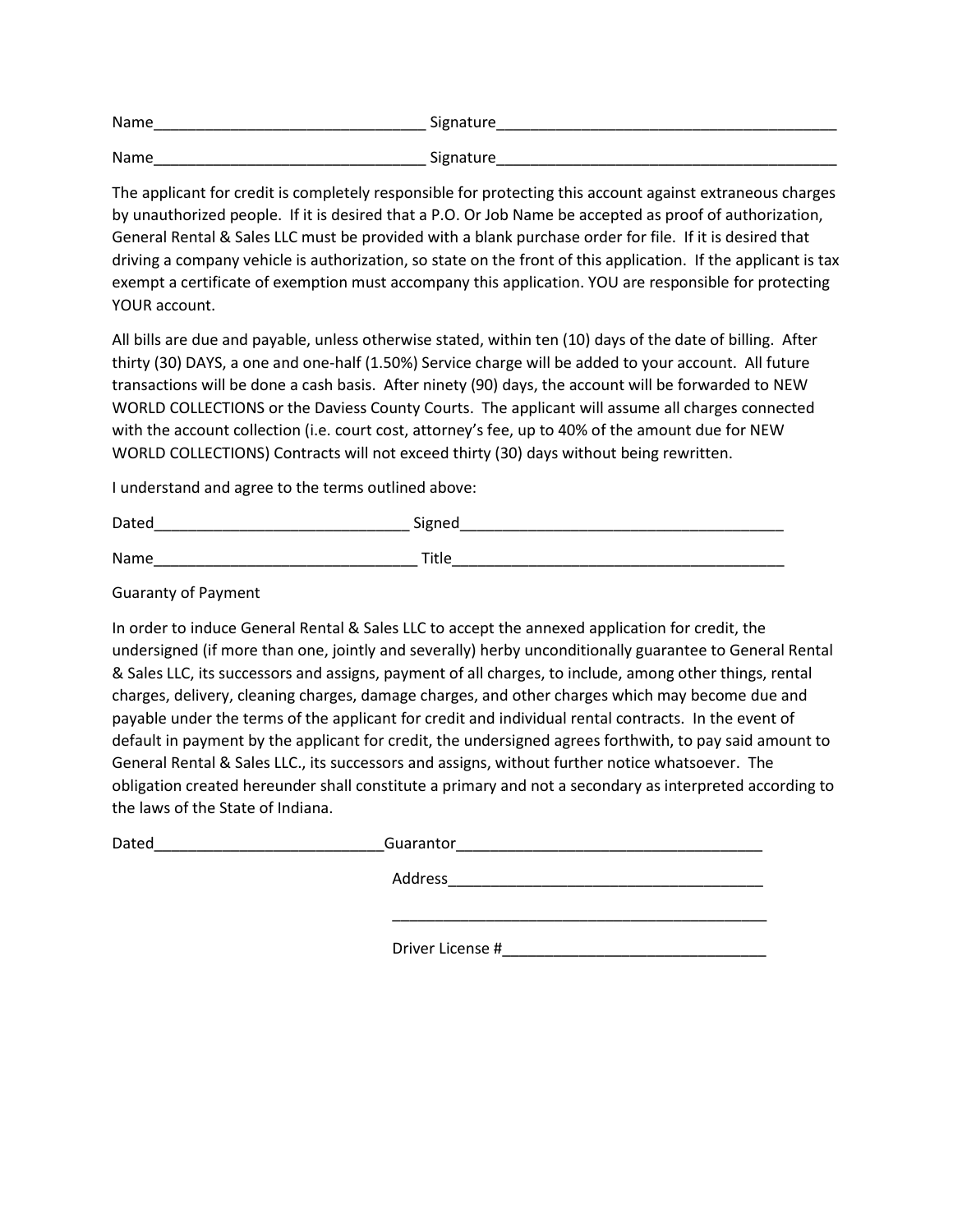Name_______________________________ Signature_______________________________________

Name_______________________________ Signature_______________________________________

The applicant for credit is completely responsible for protecting this account against extraneous charges by unauthorized people. If it is desired that a P.O. Or Job Name be accepted as proof of authorization, General Rental & Sales LLC must be provided with a blank purchase order for file. If it is desired that driving a company vehicle is authorization, so state on the front of this application. If the applicant is tax exempt a certificate of exemption must accompany this application. YOU are responsible for protecting YOUR account.

All bills are due and payable, unless otherwise stated, within ten (10) days of the date of billing. After thirty (30) DAYS, a one and one-half (1.50%) Service charge will be added to your account. All future transactions will be done a cash basis. After ninety (90) days, the account will be forwarded to NEW WORLD COLLECTIONS or the Daviess County Courts. The applicant will assume all charges connected with the account collection (i.e. court cost, attorney's fee, up to 40% of the amount due for NEW WORLD COLLECTIONS) Contracts will not exceed thirty (30) days without being rewritten.

I understand and agree to the terms outlined above:

Dated_____________________________ Signed_____________________________________

Name_____________________________ Title_______________________________________

Guaranty of Payment

In order to induce General Rental & Sales LLC to accept the annexed application for credit, the undersigned (if more than one, jointly and severally) herby unconditionally guarantee to General Rental & Sales LLC, its successors and assigns, payment of all charges, to include, among other things, rental charges, delivery, cleaning charges, damage charges, and other charges which may become due and payable under the terms of the applicant for credit and individual rental contracts. In the event of default in payment by the applicant for credit, the undersigned agrees forthwith, to pay said amount to General Rental & Sales LLC., its successors and assigns, without further notice whatsoever. The obligation created hereunder shall constitute a primary and not a secondary as interpreted according to the laws of the State of Indiana.

Dated__________________________Guarantor__________________________________

Address____________________________________

___________________________________________

Driver License #______________________________